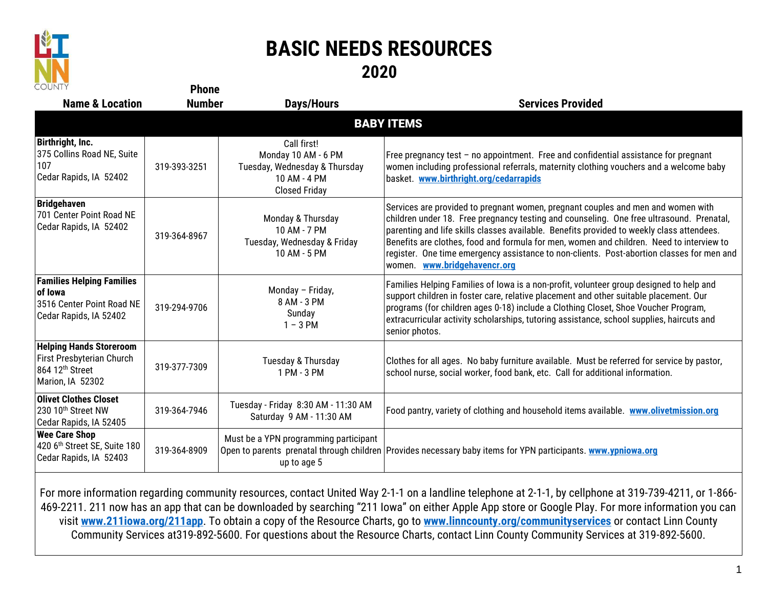# BASIC NEEDS RESOURCES

## 2020

| Name & Location | Phone Number | Days/Hours | Services Provided |
|---|---|---|---|
| **BABY ITEMS** | | | |
| **Birthright, Inc.**<br>375 Collins Road NE, Suite 107<br>Cedar Rapids, IA 52402 | 319-393-3251 | Call first!<br>Monday 10 AM - 6 PM<br>Tuesday, Wednesday & Thursday<br>10 AM - 4 PM<br>Closed Friday | Free pregnancy test – no appointment. Free and confidential assistance for pregnant women including professional referrals, maternity clothing vouchers and a welcome baby basket. **www.birthright.org/cedarrapids** |
| **Bridgehaven**<br>701 Center Point Road NE<br>Cedar Rapids, IA 52402 | 319-364-8967 | Monday & Thursday<br>10 AM - 7 PM<br>Tuesday, Wednesday & Friday<br>10 AM - 5 PM | Services are provided to pregnant women, pregnant couples and men and women with children under 18. Free pregnancy testing and counseling. One free ultrasound. Prenatal, parenting and life skills classes available. Benefits provided to weekly class attendees. Benefits are clothes, food and formula for men, women and children. Need to interview to register. One time emergency assistance to non-clients. Post-abortion classes for men and women. **www.bridgehavencr.org** |
| **Families Helping Families of Iowa**<br>3516 Center Point Road NE<br>Cedar Rapids, IA 52402 | 319-294-9706 | Monday – Friday,<br>8 AM - 3 PM<br>Sunday<br>1 – 3 PM | Families Helping Families of Iowa is a non-profit, volunteer group designed to help and support children in foster care, relative placement and other suitable placement. Our programs (for children ages 0-18) include a Clothing Closet, Shoe Voucher Program, extracurricular activity scholarships, tutoring assistance, school supplies, haircuts and senior photos. |
| **Helping Hands Storeroom**<br>First Presbyterian Church<br>864 12th Street<br>Marion, IA 52302 | 319-377-7309 | Tuesday & Thursday<br>1 PM - 3 PM | Clothes for all ages. No baby furniture available. Must be referred for service by pastor, school nurse, social worker, food bank, etc. Call for additional information. |
| **Olivet Clothes Closet**<br>230 10th Street NW<br>Cedar Rapids, IA 52405 | 319-364-7946 | Tuesday - Friday 8:30 AM - 11:30 AM<br>Saturday 9 AM - 11:30 AM | Food pantry, variety of clothing and household items available. **www.olivetmission.org** |
| **Wee Care Shop**<br>420 6th Street SE, Suite 180<br>Cedar Rapids, IA 52403 | 319-364-8909 | Must be a YPN programming participant<br>Open to parents prenatal through children up to age 5 | Provides necessary baby items for YPN participants. **www.ypniowa.org** |

For more information regarding community resources, contact United Way 2-1-1 on a landline telephone at 2-1-1, by cellphone at 319-739-4211, or 1-866-469-2211. 211 now has an app that can be downloaded by searching “211 Iowa” on either Apple App store or Google Play. For more information you can visit **www.211iowa.org/211app**. To obtain a copy of the Resource Charts, go to **www.linncounty.org/communityservices** or contact Linn County Community Services at319-892-5600. For questions about the Resource Charts, contact Linn County Community Services at 319-892-5600.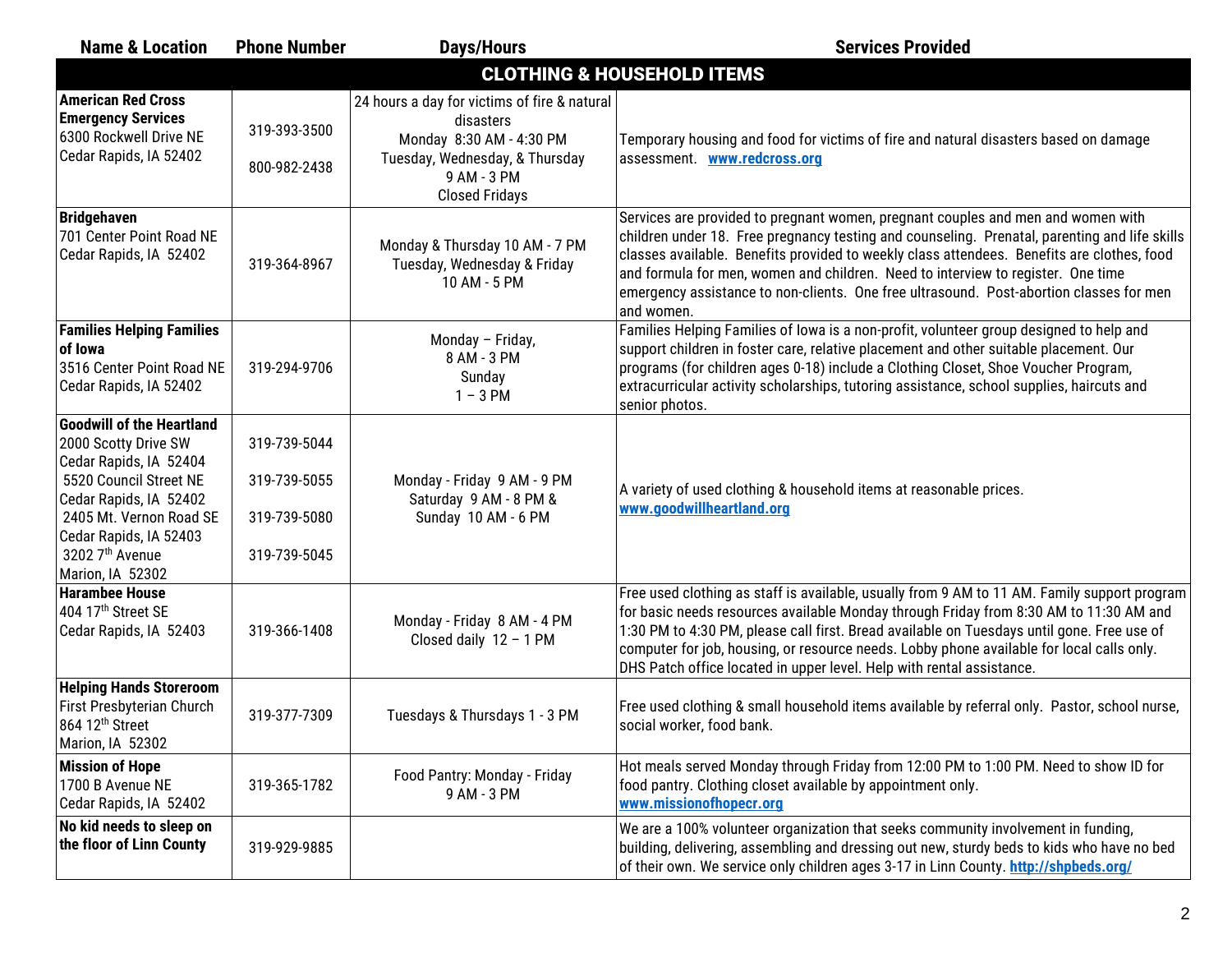| Name & Location | Phone Number | Days/Hours | Services Provided |
|---|---|---|---|
| **CLOTHING & HOUSEHOLD ITEMS** | | | |
| **American Red Cross Emergency Services** 6300 Rockwell Drive NE Cedar Rapids, IA 52402 | 319-393-3500 800-982-2438 | 24 hours a day for victims of fire & natural disasters Monday 8:30 AM - 4:30 PM Tuesday, Wednesday, & Thursday 9 AM - 3 PM Closed Fridays | Temporary housing and food for victims of fire and natural disasters based on damage assessment. **www.redcross.org** |
| **Bridgehaven** 701 Center Point Road NE Cedar Rapids, IA 52402 | 319-364-8967 | Monday & Thursday 10 AM - 7 PM Tuesday, Wednesday & Friday 10 AM - 5 PM | Services are provided to pregnant women, pregnant couples and men and women with children under 18. Free pregnancy testing and counseling. Prenatal, parenting and life skills classes available. Benefits provided to weekly class attendees. Benefits are clothes, food and formula for men, women and children. Need to interview to register. One time emergency assistance to non-clients. One free ultrasound. Post-abortion classes for men and women. |
| **Families Helping Families of Iowa** 3516 Center Point Road NE Cedar Rapids, IA 52402 | 319-294-9706 | Monday – Friday, 8 AM - 3 PM Sunday 1 – 3 PM | Families Helping Families of Iowa is a non-profit, volunteer group designed to help and support children in foster care, relative placement and other suitable placement. Our programs (for children ages 0-18) include a Clothing Closet, Shoe Voucher Program, extracurricular activity scholarships, tutoring assistance, school supplies, haircuts and senior photos. |
| **Goodwill of the Heartland** 2000 Scotty Drive SW Cedar Rapids, IA 52404 5520 Council Street NE Cedar Rapids, IA 52402 2405 Mt. Vernon Road SE Cedar Rapids, IA 52403 3202 7th Avenue Marion, IA 52302 | 319-739-5044 319-739-5055 319-739-5080 319-739-5045 | Monday - Friday 9 AM - 9 PM Saturday 9 AM - 8 PM & Sunday 10 AM - 6 PM | A variety of used clothing & household items at reasonable prices. **www.goodwillheartland.org** |
| **Harambee House** 404 17th Street SE Cedar Rapids, IA 52403 | 319-366-1408 | Monday - Friday 8 AM - 4 PM Closed daily 12 – 1 PM | Free used clothing as staff is available, usually from 9 AM to 11 AM. Family support program for basic needs resources available Monday through Friday from 8:30 AM to 11:30 AM and 1:30 PM to 4:30 PM, please call first. Bread available on Tuesdays until gone. Free use of computer for job, housing, or resource needs. Lobby phone available for local calls only. DHS Patch office located in upper level. Help with rental assistance. |
| **Helping Hands Storeroom** First Presbyterian Church 864 12th Street Marion, IA 52302 | 319-377-7309 | Tuesdays & Thursdays 1 - 3 PM | Free used clothing & small household items available by referral only. Pastor, school nurse, social worker, food bank. |
| **Mission of Hope** 1700 B Avenue NE Cedar Rapids, IA 52402 | 319-365-1782 | Food Pantry: Monday - Friday 9 AM - 3 PM | Hot meals served Monday through Friday from 12:00 PM to 1:00 PM. Need to show ID for food pantry. Clothing closet available by appointment only. **www.missionofhopecr.org** |
| **No kid needs to sleep on the floor of Linn County** | 319-929-9885 | | We are a 100% volunteer organization that seeks community involvement in funding, building, delivering, assembling and dressing out new, sturdy beds to kids who have no bed of their own. We service only children ages 3-17 in Linn County. **http://shpbeds.org/** |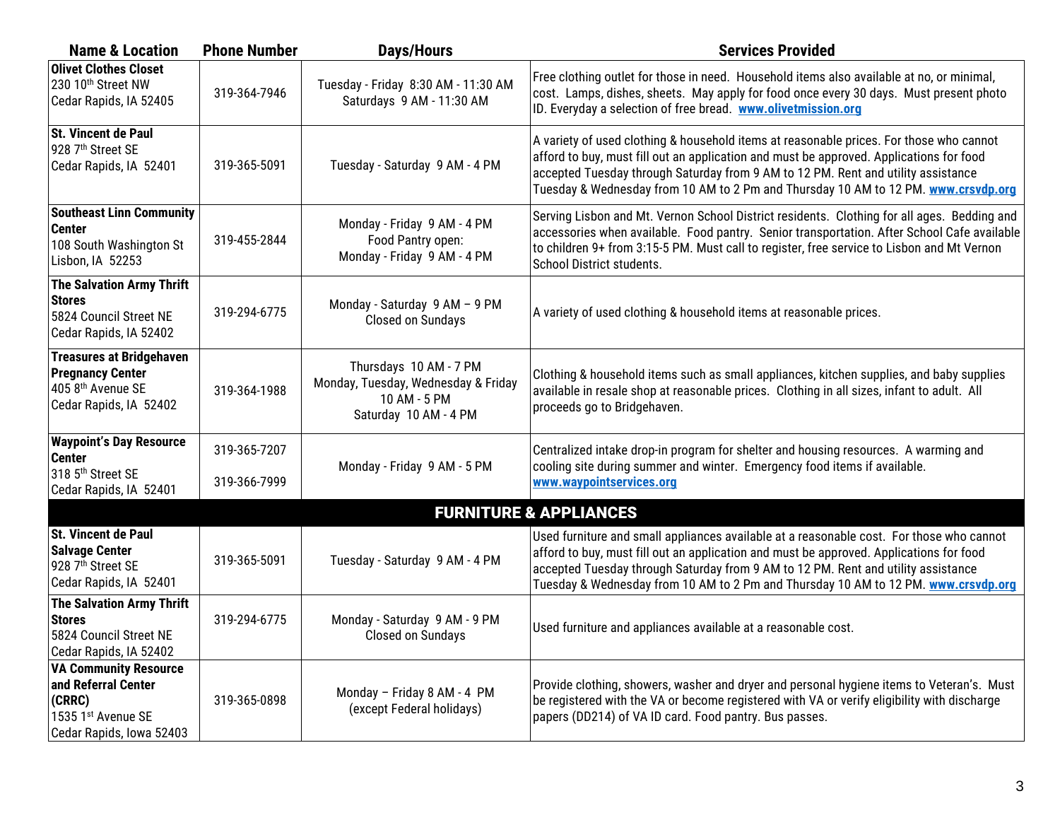| Name & Location | Phone Number | Days/Hours | Services Provided |
|---|---|---|---|
| **Olivet Clothes Closet** 230 10th Street NW Cedar Rapids, IA 52405 | 319-364-7946 | Tuesday - Friday 8:30 AM - 11:30 AM Saturdays 9 AM - 11:30 AM | Free clothing outlet for those in need. Household items also available at no, or minimal, cost. Lamps, dishes, sheets. May apply for food once every 30 days. Must present photo ID. Everyday a selection of free bread. **www.olivetmission.org** |
| **St. Vincent de Paul** 928 7th Street SE Cedar Rapids, IA 52401 | 319-365-5091 | Tuesday - Saturday 9 AM - 4 PM | A variety of used clothing & household items at reasonable prices. For those who cannot afford to buy, must fill out an application and must be approved. Applications for food accepted Tuesday through Saturday from 9 AM to 12 PM. Rent and utility assistance Tuesday & Wednesday from 10 AM to 2 Pm and Thursday 10 AM to 12 PM. **www.crsvdp.org** |
| **Southeast Linn Community Center** 108 South Washington St Lisbon, IA 52253 | 319-455-2844 | Monday - Friday 9 AM - 4 PM Food Pantry open: Monday - Friday 9 AM - 4 PM | Serving Lisbon and Mt. Vernon School District residents. Clothing for all ages. Bedding and accessories when available. Food pantry. Senior transportation. After School Cafe available to children 9+ from 3:15-5 PM. Must call to register, free service to Lisbon and Mt Vernon School District students. |
| **The Salvation Army Thrift Stores** 5824 Council Street NE Cedar Rapids, IA 52402 | 319-294-6775 | Monday - Saturday 9 AM – 9 PM Closed on Sundays | A variety of used clothing & household items at reasonable prices. |
| **Treasures at Bridgehaven Pregnancy Center** 405 8th Avenue SE Cedar Rapids, IA 52402 | 319-364-1988 | Thursdays 10 AM - 7 PM Monday, Tuesday, Wednesday & Friday 10 AM - 5 PM Saturday 10 AM - 4 PM | Clothing & household items such as small appliances, kitchen supplies, and baby supplies available in resale shop at reasonable prices. Clothing in all sizes, infant to adult. All proceeds go to Bridgehaven. |
| **Waypoint's Day Resource Center** 318 5th Street SE Cedar Rapids, IA 52401 | 319-365-7207 319-366-7999 | Monday - Friday 9 AM - 5 PM | Centralized intake drop-in program for shelter and housing resources. A warming and cooling site during summer and winter. Emergency food items if available. **www.waypointservices.org** |
| | | **FURNITURE & APPLIANCES** | |
| **St. Vincent de Paul Salvage Center** 928 7th Street SE Cedar Rapids, IA 52401 | 319-365-5091 | Tuesday - Saturday 9 AM - 4 PM | Used furniture and small appliances available at a reasonable cost. For those who cannot afford to buy, must fill out an application and must be approved. Applications for food accepted Tuesday through Saturday from 9 AM to 12 PM. Rent and utility assistance Tuesday & Wednesday from 10 AM to 2 Pm and Thursday 10 AM to 12 PM. **www.crsvdp.org** |
| **The Salvation Army Thrift Stores** 5824 Council Street NE Cedar Rapids, IA 52402 | 319-294-6775 | Monday - Saturday 9 AM - 9 PM Closed on Sundays | Used furniture and appliances available at a reasonable cost. |
| **VA Community Resource and Referral Center (CRRC)** 1535 1st Avenue SE Cedar Rapids, Iowa 52403 | 319-365-0898 | Monday – Friday 8 AM - 4 PM (except Federal holidays) | Provide clothing, showers, washer and dryer and personal hygiene items to Veteran's. Must be registered with the VA or become registered with VA or verify eligibility with discharge papers (DD214) of VA ID card. Food pantry. Bus passes. |